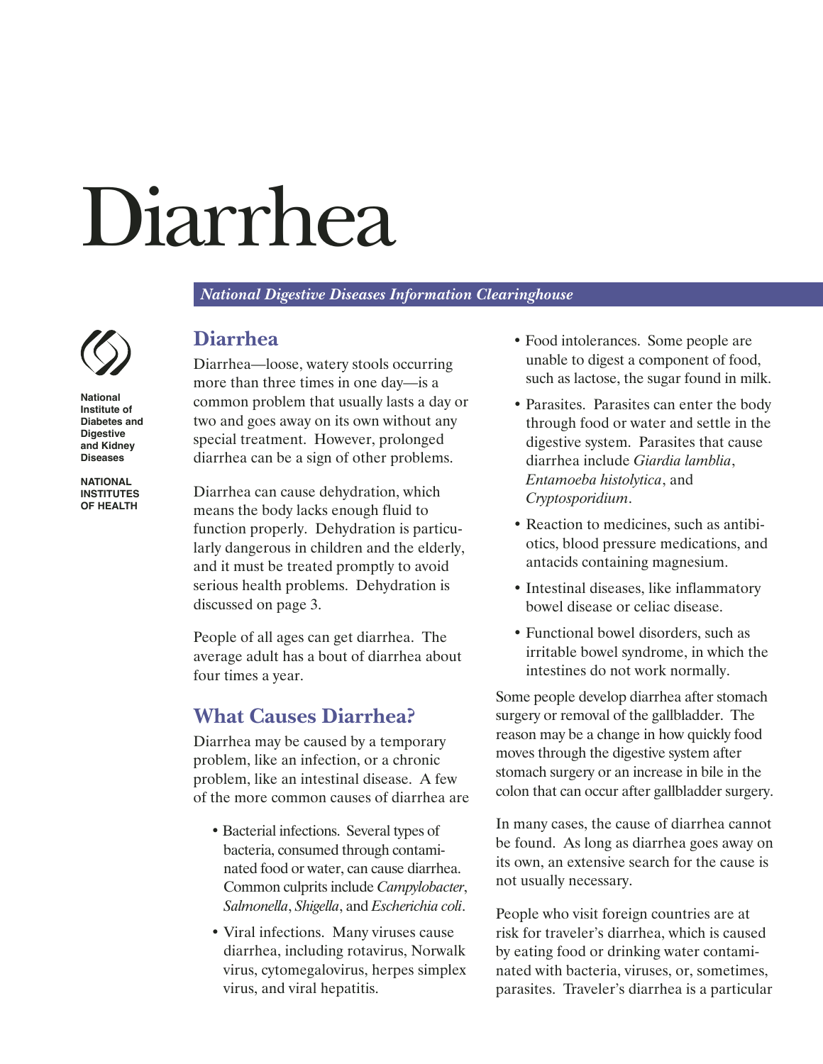# Diarrhea

*National Digestive Diseases Information Clearinghouse*

National Institute of Diabetes and Digestive and Kidney Diseases

NATIONAL INSTITUTES OF HEALTH

## Diarrhea

Diarrhea—loose, watery stools occurring more than three times in one day—is a common problem that usually lasts a day or two and goes away on its own without any special treatment. However, prolonged diarrhea can be a sign of other problems.

Diarrhea can cause dehydration, which means the body lacks enough fluid to function properly. Dehydration is particularly dangerous in children and the elderly, and it must be treated promptly to avoid serious health problems. Dehydration is discussed on page 3.

People of all ages can get diarrhea. The average adult has a bout of diarrhea about four times a year.

## What Causes Diarrhea?

Diarrhea may be caused by a temporary problem, like an infection, or a chronic problem, like an intestinal disease. A few of the more common causes of diarrhea are

- Bacterial infections. Several types of bacteria, consumed through contaminated food or water, can cause diarrhea. Common culprits include *Campylobacter*, *Salmonella*, *Shigella*, and *Escherichia coli*.
- Viral infections. Many viruses cause diarrhea, including rotavirus, Norwalk virus, cytomegalovirus, herpes simplex virus, and viral hepatitis.
- Food intolerances. Some people are unable to digest a component of food, such as lactose, the sugar found in milk.
- Parasites. Parasites can enter the body through food or water and settle in the digestive system. Parasites that cause diarrhea include *Giardia lamblia*, *Entamoeba histolytica*, and *Cryptosporidium*.
- Reaction to medicines, such as antibiotics, blood pressure medications, and antacids containing magnesium.
- Intestinal diseases, like inflammatory bowel disease or celiac disease.
- Functional bowel disorders, such as irritable bowel syndrome, in which the intestines do not work normally.

Some people develop diarrhea after stomach surgery or removal of the gallbladder. The reason may be a change in how quickly food moves through the digestive system after stomach surgery or an increase in bile in the colon that can occur after gallbladder surgery.

In many cases, the cause of diarrhea cannot be found. As long as diarrhea goes away on its own, an extensive search for the cause is not usually necessary.

People who visit foreign countries are at risk for traveler's diarrhea, which is caused by eating food or drinking water contaminated with bacteria, viruses, or, sometimes, parasites. Traveler's diarrhea is a particular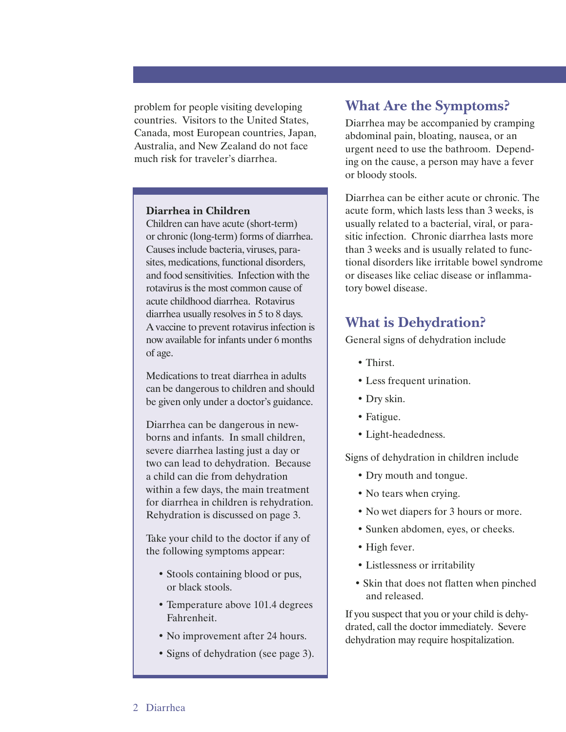problem for people visiting developing countries. Visitors to the United States, Canada, most European countries, Japan, Australia, and New Zealand do not face much risk for traveler's diarrhea.

**Diarrhea in Children**

Children can have acute (short-term) or chronic (long-term) forms of diarrhea. Causes include bacteria, viruses, parasites, medications, functional disorders, and food sensitivities. Infection with the rotavirus is the most common cause of acute childhood diarrhea. Rotavirus diarrhea usually resolves in 5 to 8 days. A vaccine to prevent rotavirus infection is now available for infants under 6 months of age.

Medications to treat diarrhea in adults can be dangerous to children and should be given only under a doctor's guidance.

Diarrhea can be dangerous in newborns and infants. In small children, severe diarrhea lasting just a day or two can lead to dehydration. Because a child can die from dehydration within a few days, the main treatment for diarrhea in children is rehydration. Rehydration is discussed on page 3.

Take your child to the doctor if any of the following symptoms appear:

- Stools containing blood or pus, or black stools.
- Temperature above 101.4 degrees Fahrenheit.
- No improvement after 24 hours.
- Signs of dehydration (see page 3).

## What Are the Symptoms?

Diarrhea may be accompanied by cramping abdominal pain, bloating, nausea, or an urgent need to use the bathroom. Depending on the cause, a person may have a fever or bloody stools.

Diarrhea can be either acute or chronic. The acute form, which lasts less than 3 weeks, is usually related to a bacterial, viral, or parasitic infection. Chronic diarrhea lasts more than 3 weeks and is usually related to functional disorders like irritable bowel syndrome or diseases like celiac disease or inflammatory bowel disease.

## What is Dehydration?

General signs of dehydration include

- Thirst.
- Less frequent urination.
- Dry skin.
- Fatigue.
- Light-headedness.

Signs of dehydration in children include

- Dry mouth and tongue.
- No tears when crying.
- No wet diapers for 3 hours or more.
- Sunken abdomen, eyes, or cheeks.
- High fever.
- Listlessness or irritability
- Skin that does not flatten when pinched and released.

If you suspect that you or your child is dehydrated, call the doctor immediately. Severe dehydration may require hospitalization.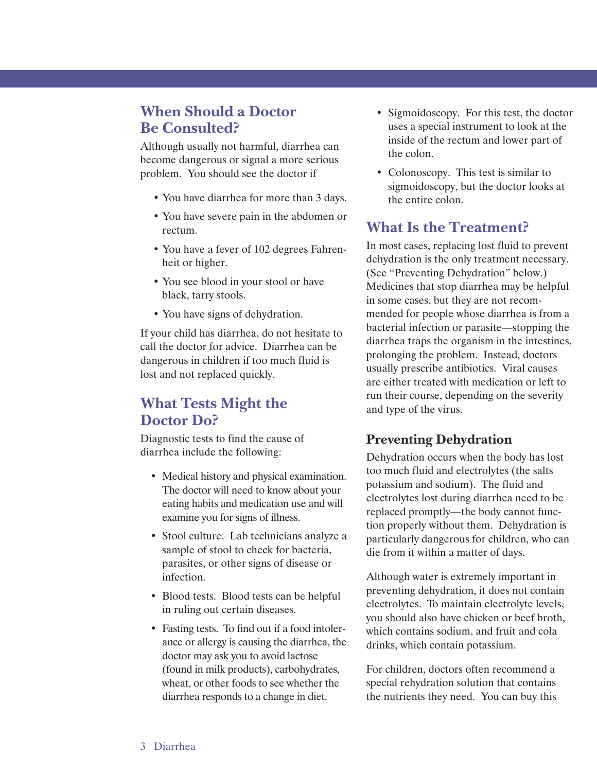## When Should a Doctor Be Consulted?

Although usually not harmful, diarrhea can become dangerous or signal a more serious problem. You should see the doctor if

- You have diarrhea for more than 3 days.
- You have severe pain in the abdomen or rectum.
- You have a fever of 102 degrees Fahrenheit or higher.
- You see blood in your stool or have black, tarry stools.
- You have signs of dehydration.

If your child has diarrhea, do not hesitate to call the doctor for advice. Diarrhea can be dangerous in children if too much fluid is lost and not replaced quickly.

## What Tests Might the Doctor Do?

Diagnostic tests to find the cause of diarrhea include the following:

- Medical history and physical examination. The doctor will need to know about your eating habits and medication use and will examine you for signs of illness.
- Stool culture. Lab technicians analyze a sample of stool to check for bacteria, parasites, or other signs of disease or infection.
- Blood tests. Blood tests can be helpful in ruling out certain diseases.
- Fasting tests. To find out if a food intolerance or allergy is causing the diarrhea, the doctor may ask you to avoid lactose (found in milk products), carbohydrates, wheat, or other foods to see whether the diarrhea responds to a change in diet.
- Sigmoidoscopy. For this test, the doctor uses a special instrument to look at the inside of the rectum and lower part of the colon.
- Colonoscopy. This test is similar to sigmoidoscopy, but the doctor looks at the entire colon.

## What Is the Treatment?

In most cases, replacing lost fluid to prevent dehydration is the only treatment necessary. (See "Preventing Dehydration" below.) Medicines that stop diarrhea may be helpful in some cases, but they are not recommended for people whose diarrhea is from a bacterial infection or parasite—stopping the diarrhea traps the organism in the intestines, prolonging the problem. Instead, doctors usually prescribe antibiotics. Viral causes are either treated with medication or left to run their course, depending on the severity and type of the virus.

### Preventing Dehydration

Dehydration occurs when the body has lost too much fluid and electrolytes (the salts potassium and sodium). The fluid and electrolytes lost during diarrhea need to be replaced promptly—the body cannot function properly without them. Dehydration is particularly dangerous for children, who can die from it within a matter of days.

Although water is extremely important in preventing dehydration, it does not contain electrolytes. To maintain electrolyte levels, you should also have chicken or beef broth, which contains sodium, and fruit and cola drinks, which contain potassium.

For children, doctors often recommend a special rehydration solution that contains the nutrients they need. You can buy this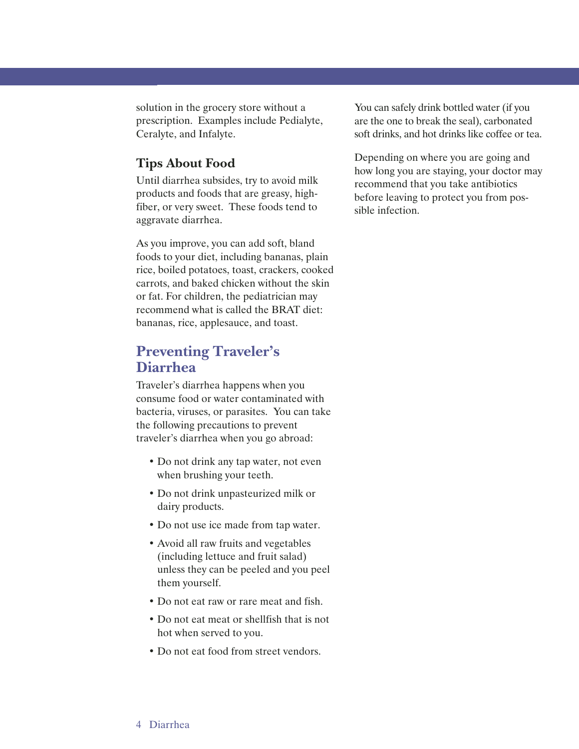solution in the grocery store without a prescription. Examples include Pedialyte, Ceralyte, and Infalyte.

### Tips About Food

Until diarrhea subsides, try to avoid milk products and foods that are greasy, high-fiber, or very sweet. These foods tend to aggravate diarrhea.

As you improve, you can add soft, bland foods to your diet, including bananas, plain rice, boiled potatoes, toast, crackers, cooked carrots, and baked chicken without the skin or fat. For children, the pediatrician may recommend what is called the BRAT diet: bananas, rice, applesauce, and toast.

## Preventing Traveler's Diarrhea

Traveler's diarrhea happens when you consume food or water contaminated with bacteria, viruses, or parasites. You can take the following precautions to prevent traveler's diarrhea when you go abroad:

- Do not drink any tap water, not even when brushing your teeth.
- Do not drink unpasteurized milk or dairy products.
- Do not use ice made from tap water.
- Avoid all raw fruits and vegetables (including lettuce and fruit salad) unless they can be peeled and you peel them yourself.
- Do not eat raw or rare meat and fish.
- Do not eat meat or shellfish that is not hot when served to you.
- Do not eat food from street vendors.

You can safely drink bottled water (if you are the one to break the seal), carbonated soft drinks, and hot drinks like coffee or tea.

Depending on where you are going and how long you are staying, your doctor may recommend that you take antibiotics before leaving to protect you from possible infection.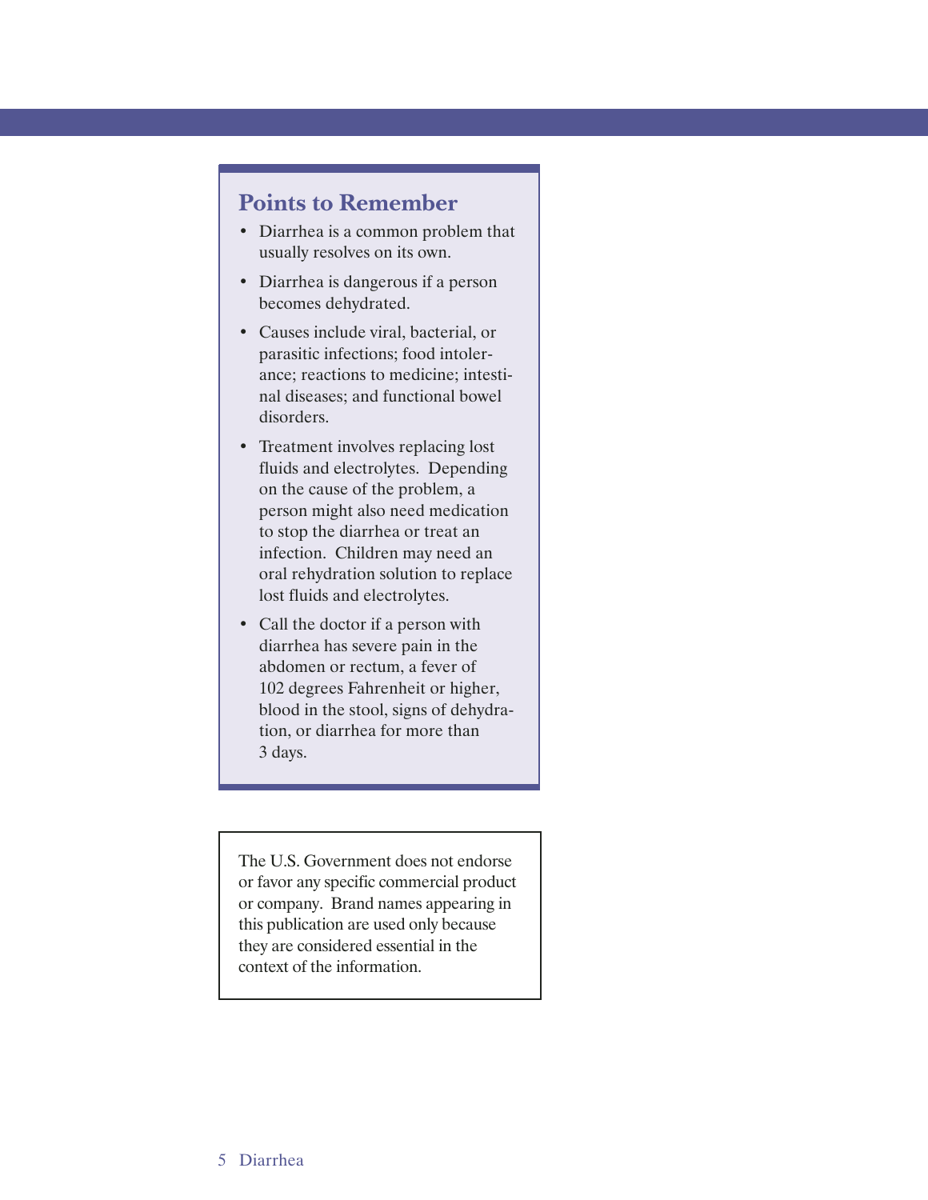## Points to Remember

- Diarrhea is a common problem that usually resolves on its own.
- Diarrhea is dangerous if a person becomes dehydrated.
- Causes include viral, bacterial, or parasitic infections; food intolerance; reactions to medicine; intestinal diseases; and functional bowel disorders.
- Treatment involves replacing lost fluids and electrolytes. Depending on the cause of the problem, a person might also need medication to stop the diarrhea or treat an infection. Children may need an oral rehydration solution to replace lost fluids and electrolytes.
- Call the doctor if a person with diarrhea has severe pain in the abdomen or rectum, a fever of 102 degrees Fahrenheit or higher, blood in the stool, signs of dehydration, or diarrhea for more than 3 days.

The U.S. Government does not endorse or favor any specific commercial product or company. Brand names appearing in this publication are used only because they are considered essential in the context of the information.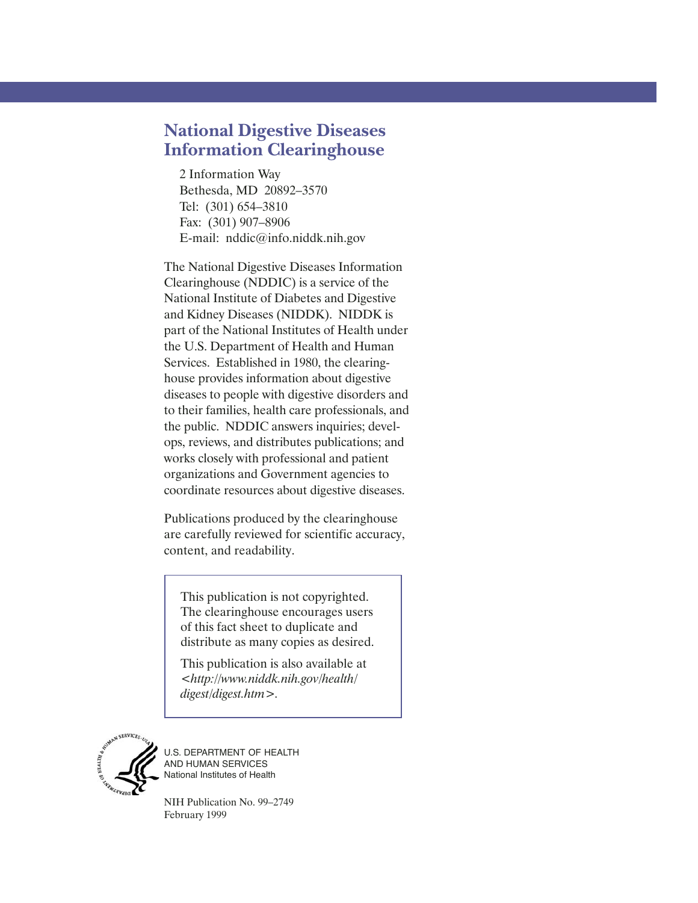## National Digestive Diseases Information Clearinghouse

2 Information Way
Bethesda, MD 20892–3570
Tel: (301) 654–3810
Fax: (301) 907–8906
E-mail: nddic@info.niddk.nih.gov

The National Digestive Diseases Information Clearinghouse (NDDIC) is a service of the National Institute of Diabetes and Digestive and Kidney Diseases (NIDDK). NIDDK is part of the National Institutes of Health under the U.S. Department of Health and Human Services. Established in 1980, the clearinghouse provides information about digestive diseases to people with digestive disorders and to their families, health care professionals, and the public. NDDIC answers inquiries; develops, reviews, and distributes publications; and works closely with professional and patient organizations and Government agencies to coordinate resources about digestive diseases.

Publications produced by the clearinghouse are carefully reviewed for scientific accuracy, content, and readability.

> This publication is not copyrighted. The clearinghouse encourages users of this fact sheet to duplicate and distribute as many copies as desired.
>
> This publication is also available at *<http://www.niddk.nih.gov/health/digest/digest.htm>*.

U.S. DEPARTMENT OF HEALTH AND HUMAN SERVICES
National Institutes of Health

NIH Publication No. 99–2749
February 1999